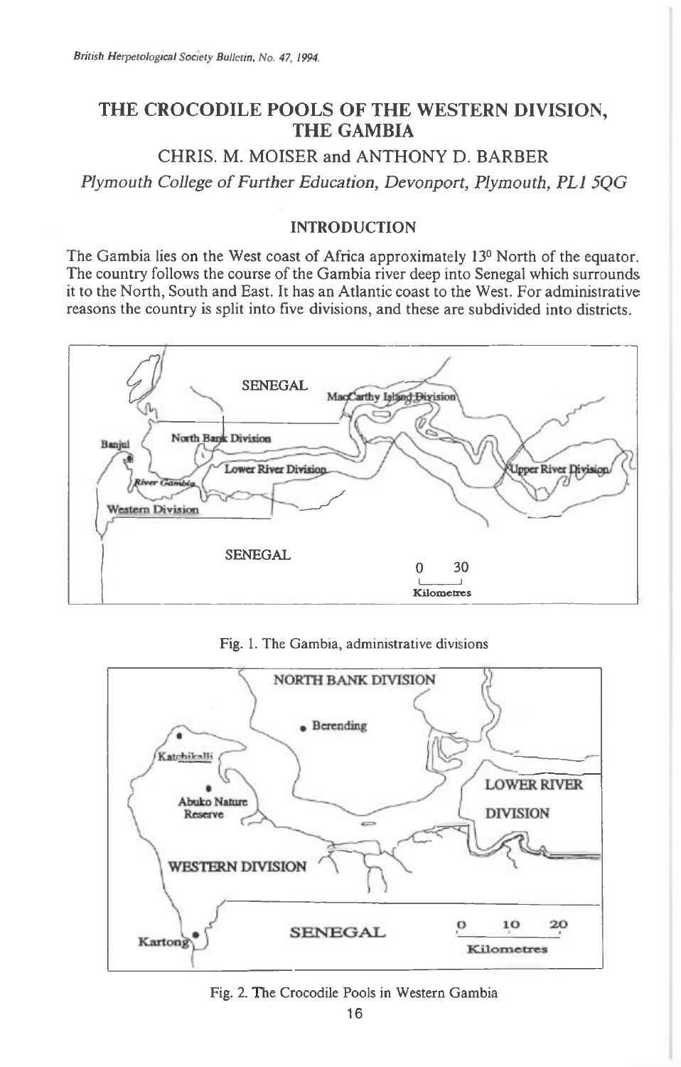# THE CROCODILE POOLS OF THE WESTERN DIVISION, THE GAMBIA

## CHRIS. M. MOISER and ANTHONY D. BARBER

*Plymouth College of Further Education, Devonport, Plymouth, PL1 5QG*

### INTRODUCTION

The Gambia lies on the West coast of Africa approximately 13° North of the equator. The country follows the course of the Gambia river deep into Senegal which surrounds it to the North, South and East. It has an Atlantic coast to the West. For administrative reasons the country is split into five divisions, and these are subdivided into districts.

Fig. 1. The Gambia, administrative divisions

Fig. 2. The Crocodile Pools in Western Gambia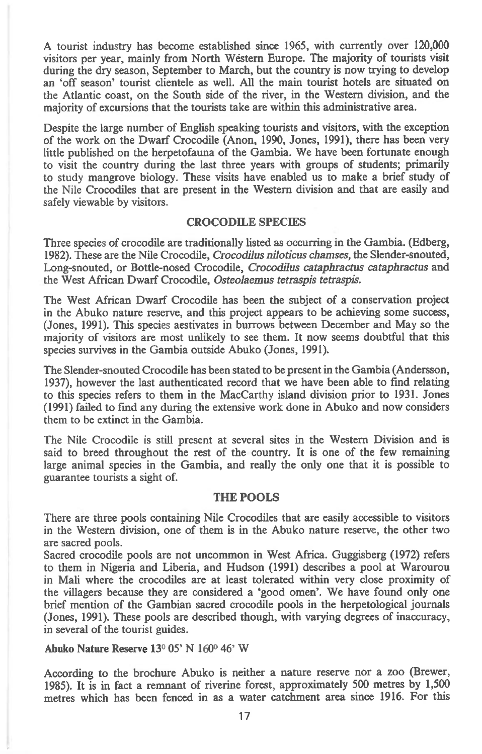A tourist industry has become established since 1965, with currently over 120,000 visitors per year, mainly from North Western Europe. The majority of tourists visit during the dry season, September to March, but the country is now trying to develop an 'off season' tourist clientele as well. All the main tourist hotels are situated on the Atlantic coast, on the South side of the river, in the Western division, and the majority of excursions that the tourists take are within this administrative area.

Despite the large number of English speaking tourists and visitors, with the exception of the work on the Dwarf Crocodile (Anon, 1990, Jones, 1991), there has been very little published on the herpetofauna of the Gambia. We have been fortunate enough to visit the country during the last three years with groups of students; primarily to study mangrove biology. These visits have enabled us to make a brief study of the Nile Crocodiles that are present in the Western division and that are easily and safely viewable by visitors.

## CROCODILE SPECIES

Three species of crocodile are traditionally listed as occurring in the Gambia. (Edberg, 1982). These are the Nile Crocodile, *Crocodilus niloticus chamses,* the Slender-snouted, Long-snouted, or Bottle-nosed Crocodile, *Crocodilus cataphractus cataphractus* and the West African Dwarf Crocodile, *Osteolaemus tetraspis tetraspis.*

The West African Dwarf Crocodile has been the subject of a conservation project in the Abuko nature reserve, and this project appears to be achieving some success, (Jones, 1991). This species aestivates in burrows between December and May so the majority of visitors are most unlikely to see them. It now seems doubtful that this species survives in the Gambia outside Abuko (Jones, 1991).

The Slender-snouted Crocodile has been stated to be present in the Gambia (Andersson, 1937), however the last authenticated record that we have been able to find relating to this species refers to them in the MacCarthy island division prior to 1931. Jones (1991) failed to find any during the extensive work done in Abuko and now considers them to be extinct in the Gambia.

The Nile Crocodile is still present at several sites in the Western Division and is said to breed throughout the rest of the country. It is one of the few remaining large animal species in the Gambia, and really the only one that it is possible to guarantee tourists a sight of.

## THE POOLS

There are three pools containing Nile Crocodiles that are easily accessible to visitors in the Western division, one of them is in the Abuko nature reserve, the other two are sacred pools.

Sacred crocodile pools are not uncommon in West Africa. Guggisberg (1972) refers to them in Nigeria and Liberia, and Hudson (1991) describes a pool at Warourou in Mali where the crocodiles are at least tolerated within very close proximity of the villagers because they are considered a 'good omen'. We have found only one brief mention of the Gambian sacred crocodile pools in the herpetological journals (Jones, 1991). These pools are described though, with varying degrees of inaccuracy, in several of the tourist guides.

### Abuko Nature Reserve 13° 05' N 160° 46' W

According to the brochure Abuko is neither a nature reserve nor a zoo (Brewer, 1985). It is in fact a remnant of riverine forest, approximately 500 metres by 1,500 metres which has been fenced in as a water catchment area since 1916. For this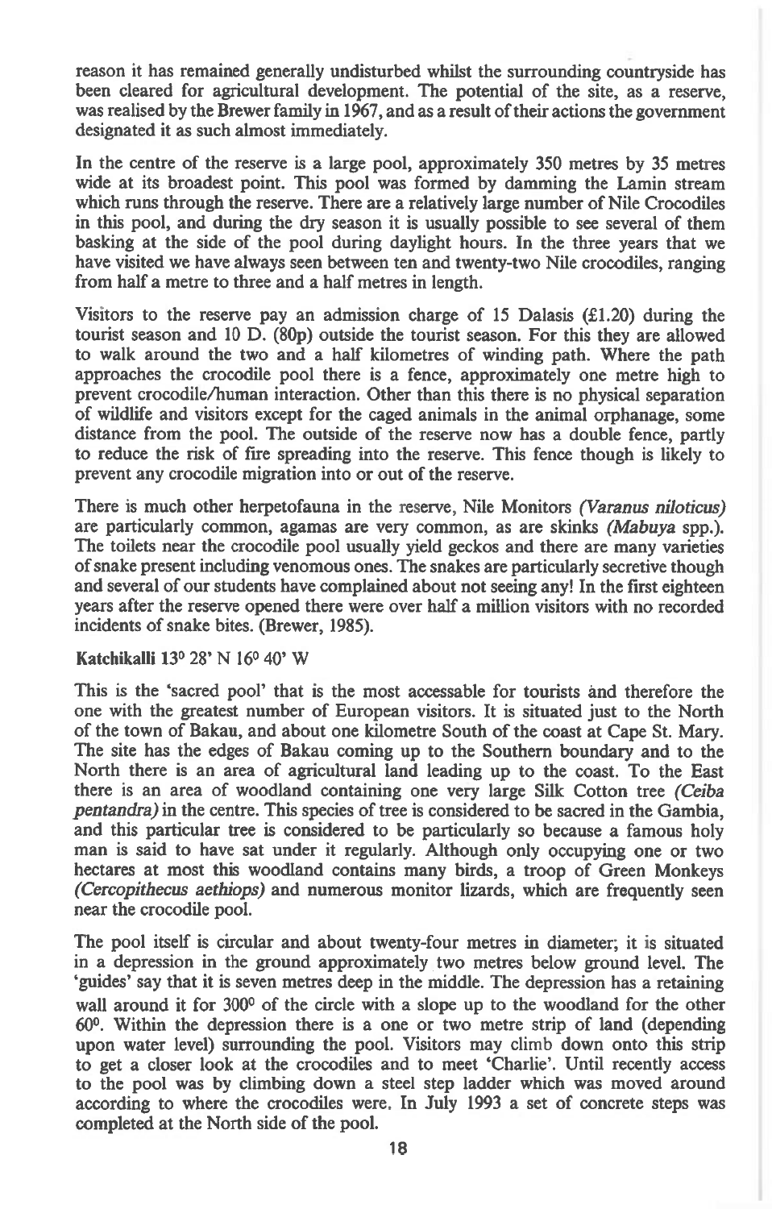reason it has remained generally undisturbed whilst the surrounding countryside has been cleared for agricultural development. The potential of the site, as a reserve, was realised by the Brewer family in 1967, and as a result of their actions the government designated it as such almost immediately.

In the centre of the reserve is a large pool, approximately 350 metres by 35 metres wide at its broadest point. This pool was formed by damming the Lamin stream which runs through the reserve. There are a relatively large number of Nile Crocodiles in this pool, and during the dry season it is usually possible to see several of them basking at the side of the pool during daylight hours. In the three years that we have visited we have always seen between ten and twenty-two Nile crocodiles, ranging from half a metre to three and a half metres in length.

Visitors to the reserve pay an admission charge of 15 Dalasis (£1.20) during the tourist season and 10 D. (80p) outside the tourist season. For this they are allowed to walk around the two and a half kilometres of winding path. Where the path approaches the crocodile pool there is a fence, approximately one metre high to prevent crocodile/human interaction. Other than this there is no physical separation of wildlife and visitors except for the caged animals in the animal orphanage, some distance from the pool. The outside of the reserve now has a double fence, partly to reduce the risk of fire spreading into the reserve. This fence though is likely to prevent any crocodile migration into or out of the reserve.

There is much other herpetofauna in the reserve, Nile Monitors *(Varanus niloticus)* are particularly common, agamas are very common, as are skinks *(Mabuya* spp.). The toilets near the crocodile pool usually yield geckos and there are many varieties of snake present including venomous ones. The snakes are particularly secretive though and several of our students have complained about not seeing any! In the first eighteen years after the reserve opened there were over half a million visitors with no recorded incidents of snake bites. (Brewer, 1985).

**Katchikalli 13° 28' N 16° 40' W**

This is the 'sacred pool' that is the most accessable for tourists and therefore the one with the greatest number of European visitors. It is situated just to the North of the town of Bakau, and about one kilometre South of the coast at Cape St. Mary. The site has the edges of Bakau coming up to the Southern boundary and to the North there is an area of agricultural land leading up to the coast. To the East there is an area of woodland containing one very large Silk Cotton tree *(Ceiba pentandra)* in the centre. This species of tree is considered to be sacred in the Gambia, and this particular tree is considered to be particularly so because a famous holy man is said to have sat under it regularly. Although only occupying one or two hectares at most this woodland contains many birds, a troop of Green Monkeys *(Cercopithecus aethiops)* and numerous monitor lizards, which are frequently seen near the crocodile pool.

The pool itself is circular and about twenty-four metres in diameter; it is situated in a depression in the ground approximately two metres below ground level. The 'guides' say that it is seven metres deep in the middle. The depression has a retaining wall around it for 300° of the circle with a slope up to the woodland for the other 60°. Within the depression there is a one or two metre strip of land (depending upon water level) surrounding the pool. Visitors may climb down onto this strip to get a closer look at the crocodiles and to meet 'Charlie'. Until recently access to the pool was by climbing down a steel step ladder which was moved around according to where the crocodiles were. In July 1993 a set of concrete steps was completed at the North side of the pool.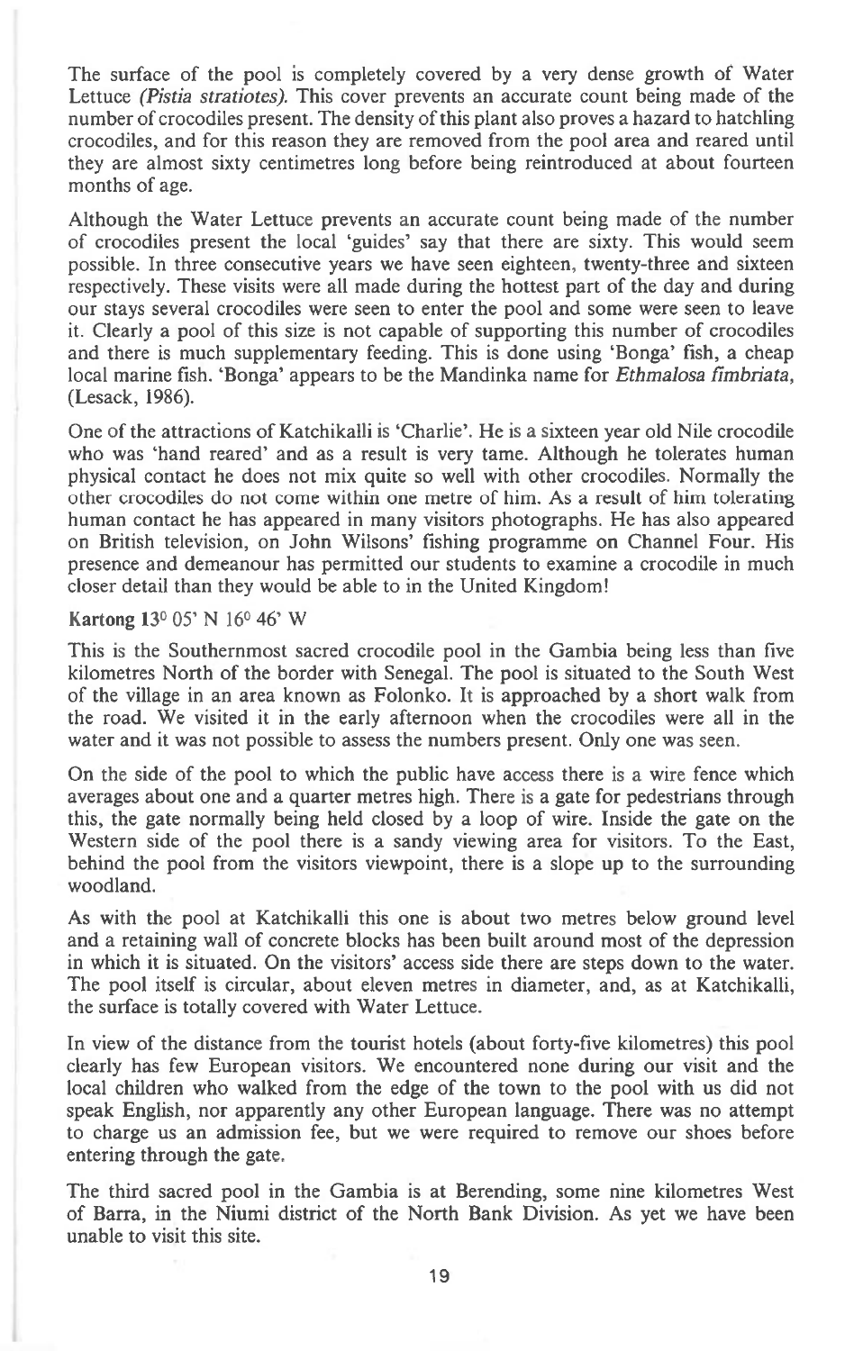The surface of the pool is completely covered by a very dense growth of Water Lettuce *(Pistia stratiotes)*. This cover prevents an accurate count being made of the number of crocodiles present. The density of this plant also proves a hazard to hatchling crocodiles, and for this reason they are removed from the pool area and reared until they are almost sixty centimetres long before being reintroduced at about fourteen months of age.

Although the Water Lettuce prevents an accurate count being made of the number of crocodiles present the local 'guides' say that there are sixty. This would seem possible. In three consecutive years we have seen eighteen, twenty-three and sixteen respectively. These visits were all made during the hottest part of the day and during our stays several crocodiles were seen to enter the pool and some were seen to leave it. Clearly a pool of this size is not capable of supporting this number of crocodiles and there is much supplementary feeding. This is done using 'Bonga' fish, a cheap local marine fish. 'Bonga' appears to be the Mandinka name for *Ethmalosa fimbriata*, (Lesack, 1986).

One of the attractions of Katchikalli is 'Charlie'. He is a sixteen year old Nile crocodile who was 'hand reared' and as a result is very tame. Although he tolerates human physical contact he does not mix quite so well with other crocodiles. Normally the other crocodiles do not come within one metre of him. As a result of him tolerating human contact he has appeared in many visitors photographs. He has also appeared on British television, on John Wilsons' fishing programme on Channel Four. His presence and demeanour has permitted our students to examine a crocodile in much closer detail than they would be able to in the United Kingdom!

**Kartong 13° 05' N 16° 46' W**

This is the Southernmost sacred crocodile pool in the Gambia being less than five kilometres North of the border with Senegal. The pool is situated to the South West of the village in an area known as Folonko. It is approached by a short walk from the road. We visited it in the early afternoon when the crocodiles were all in the water and it was not possible to assess the numbers present. Only one was seen.

On the side of the pool to which the public have access there is a wire fence which averages about one and a quarter metres high. There is a gate for pedestrians through this, the gate normally being held closed by a loop of wire. Inside the gate on the Western side of the pool there is a sandy viewing area for visitors. To the East, behind the pool from the visitors viewpoint, there is a slope up to the surrounding woodland.

As with the pool at Katchikalli this one is about two metres below ground level and a retaining wall of concrete blocks has been built around most of the depression in which it is situated. On the visitors' access side there are steps down to the water. The pool itself is circular, about eleven metres in diameter, and, as at Katchikalli, the surface is totally covered with Water Lettuce.

In view of the distance from the tourist hotels (about forty-five kilometres) this pool clearly has few European visitors. We encountered none during our visit and the local children who walked from the edge of the town to the pool with us did not speak English, nor apparently any other European language. There was no attempt to charge us an admission fee, but we were required to remove our shoes before entering through the gate.

The third sacred pool in the Gambia is at Berending, some nine kilometres West of Barra, in the Niumi district of the North Bank Division. As yet we have been unable to visit this site.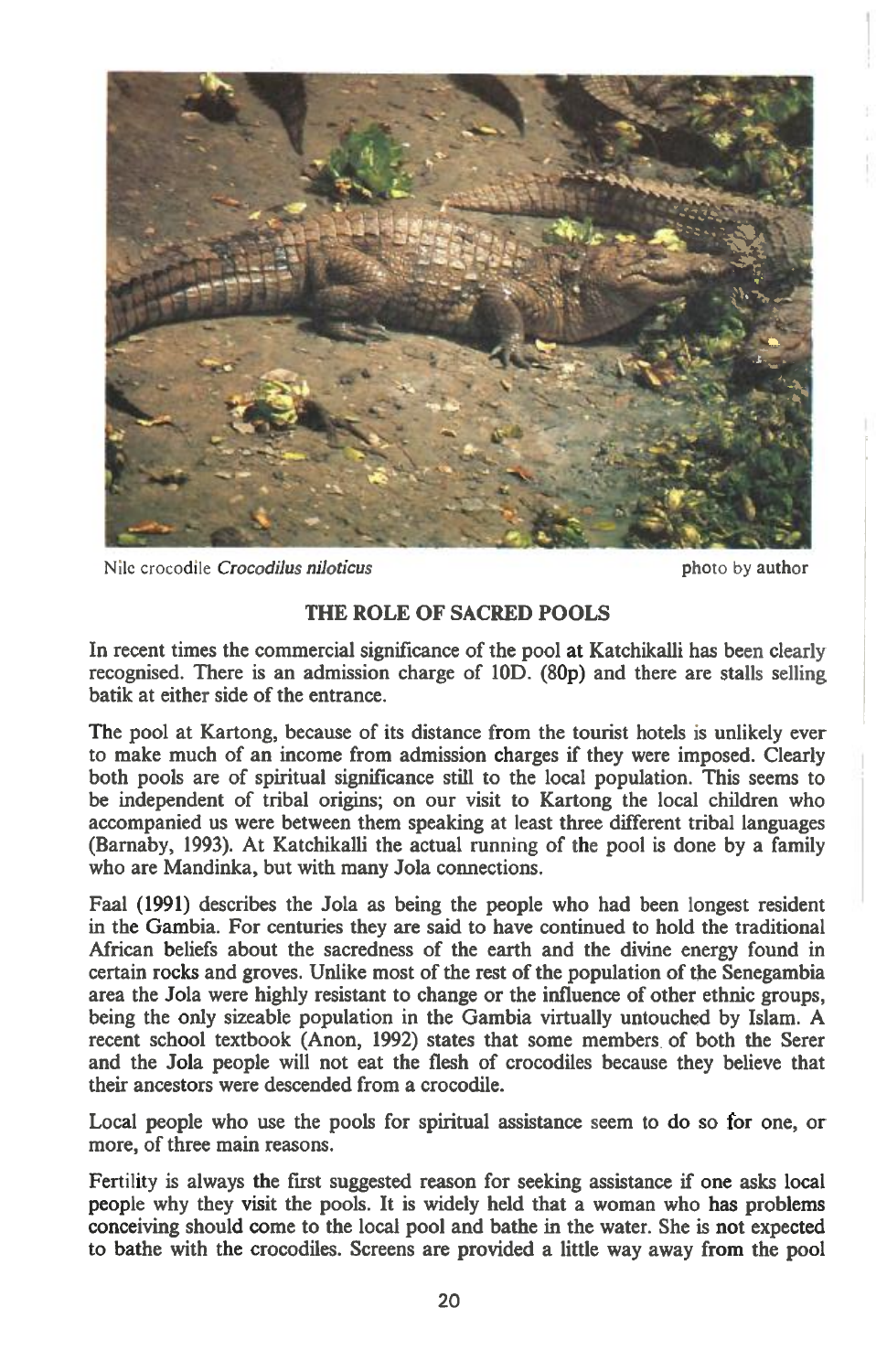Nile crocodile *Crocodilus niloticus* photo by author

## THE ROLE OF SACRED POOLS

In recent times the commercial significance of the pool at Katchikalli has been clearly recognised. There is an admission charge of 10D. (80p) and there are stalls selling batik at either side of the entrance.

The pool at Kartong, because of its distance from the tourist hotels is unlikely ever to make much of an income from admission charges if they were imposed. Clearly both pools are of spiritual significance still to the local population. This seems to be independent of tribal origins; on our visit to Kartong the local children who accompanied us were between them speaking at least three different tribal languages (Barnaby, 1993). At Katchikalli the actual running of the pool is done by a family who are Mandinka, but with many Jola connections.

Faal (1991) describes the Jola as being the people who had been longest resident in the Gambia. For centuries they are said to have continued to hold the traditional African beliefs about the sacredness of the earth and the divine energy found in certain rocks and groves. Unlike most of the rest of the population of the Senegambia area the Jola were highly resistant to change or the influence of other ethnic groups, being the only sizeable population in the Gambia virtually untouched by Islam. A recent school textbook (Anon, 1992) states that some members of both the Serer and the Jola people will not eat the flesh of crocodiles because they believe that their ancestors were descended from a crocodile.

Local people who use the pools for spiritual assistance seem to do so for one, or more, of three main reasons.

Fertility is always the first suggested reason for seeking assistance if one asks local people why they visit the pools. It is widely held that a woman who has problems conceiving should come to the local pool and bathe in the water. She is not expected to bathe with the crocodiles. Screens are provided a little way away from the pool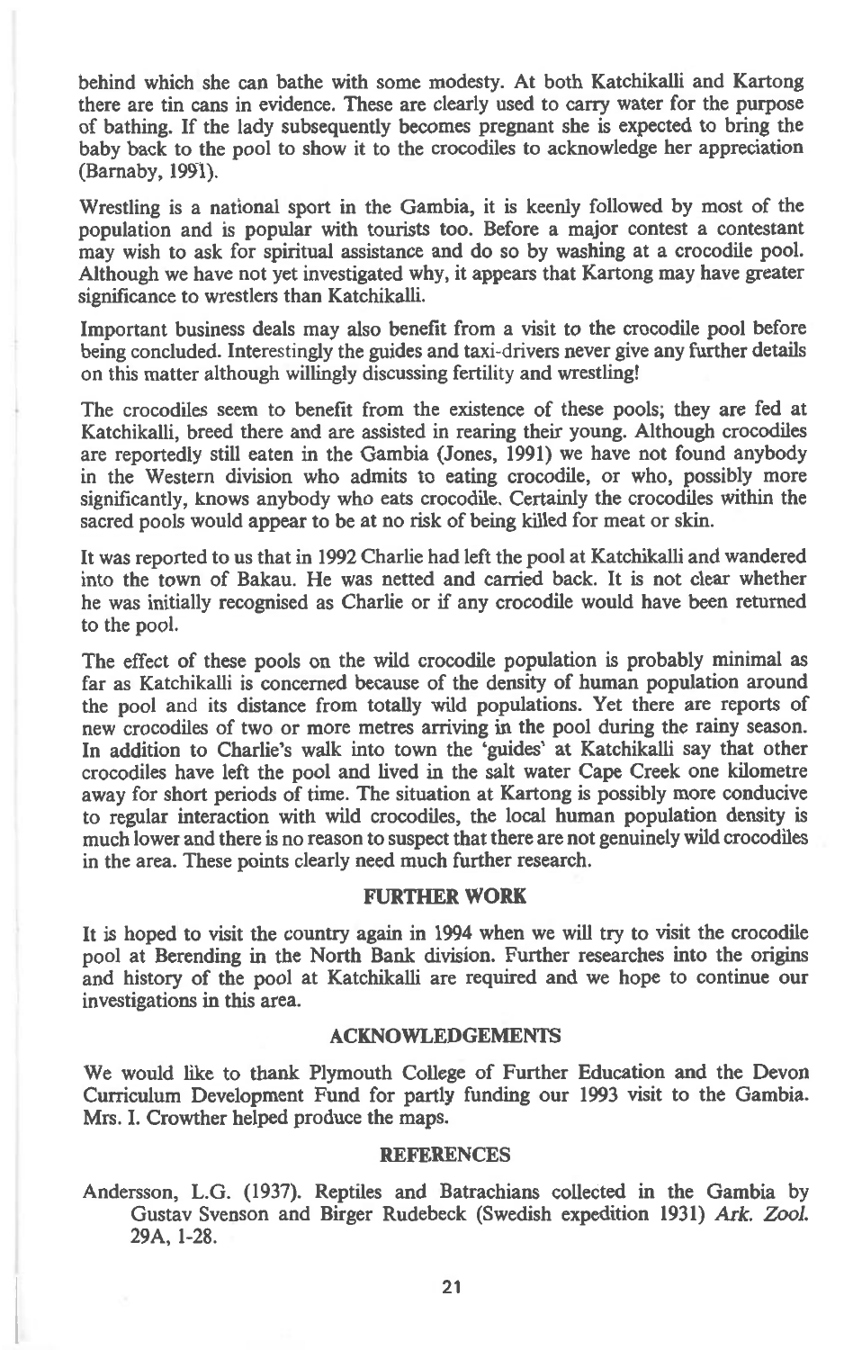behind which she can bathe with some modesty. At both Katchikalli and Kartong there are tin cans in evidence. These are clearly used to carry water for the purpose of bathing. If the lady subsequently becomes pregnant she is expected to bring the baby back to the pool to show it to the crocodiles to acknowledge her appreciation (Barnaby, 1991).

Wrestling is a national sport in the Gambia, it is keenly followed by most of the population and is popular with tourists too. Before a major contest a contestant may wish to ask for spiritual assistance and do so by washing at a crocodile pool. Although we have not yet investigated why, it appears that Kartong may have greater significance to wrestlers than Katchikalli.

Important business deals may also benefit from a visit to the crocodile pool before being concluded. Interestingly the guides and taxi-drivers never give any further details on this matter although willingly discussing fertility and wrestling!

The crocodiles seem to benefit from the existence of these pools; they are fed at Katchikalli, breed there and are assisted in rearing their young. Although crocodiles are reportedly still eaten in the Gambia (Jones, 1991) we have not found anybody in the Western division who admits to eating crocodile, or who, possibly more significantly, knows anybody who eats crocodile. Certainly the crocodiles within the sacred pools would appear to be at no risk of being killed for meat or skin.

It was reported to us that in 1992 Charlie had left the pool at Katchikalli and wandered into the town of Bakau. He was netted and carried back. It is not clear whether he was initially recognised as Charlie or if any crocodile would have been returned to the pool.

The effect of these pools on the wild crocodile population is probably minimal as far as Katchikalli is concerned because of the density of human population around the pool and its distance from totally wild populations. Yet there are reports of new crocodiles of two or more metres arriving in the pool during the rainy season. In addition to Charlie's walk into town the 'guides' at Katchikalli say that other crocodiles have left the pool and lived in the salt water Cape Creek one kilometre away for short periods of time. The situation at Kartong is possibly more conducive to regular interaction with wild crocodiles, the local human population density is much lower and there is no reason to suspect that there are not genuinely wild crocodiles in the area. These points clearly need much further research.

## FURTHER WORK

It is hoped to visit the country again in 1994 when we will try to visit the crocodile pool at Berending in the North Bank division. Further researches into the origins and history of the pool at Katchikalli are required and we hope to continue our investigations in this area.

## ACKNOWLEDGEMENTS

We would like to thank Plymouth College of Further Education and the Devon Curriculum Development Fund for partly funding our 1993 visit to the Gambia. Mrs. I. Crowther helped produce the maps.

## REFERENCES

Andersson, L.G. (1937). Reptiles and Batrachians collected in the Gambia by Gustav Svenson and Birger Rudebeck (Swedish expedition 1931) *Ark. Zool.* 29A, 1-28.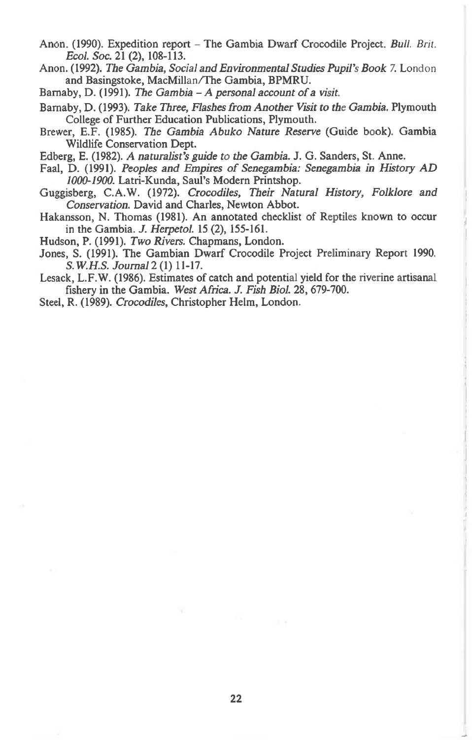Anon. (1990). Expedition report – The Gambia Dwarf Crocodile Project. *Bull. Brit. Ecol. Soc.* 21 (2), 108-113.

Anon. (1992). *The Gambia, Social and Environmental Studies Pupil's Book 7.* London and Basingstoke, MacMillan/The Gambia, BPMRU.

Barnaby, D. (1991). *The Gambia – A personal account of a visit.*

Barnaby, D. (1993). *Take Three, Flashes from Another Visit to the Gambia.* Plymouth College of Further Education Publications, Plymouth.

Brewer, E.F. (1985). *The Gambia Abuko Nature Reserve* (Guide book). Gambia Wildlife Conservation Dept.

Edberg, E. (1982). *A naturalist's guide to the Gambia.* J. G. Sanders, St. Anne.

Faal, D. (1991). *Peoples and Empires of Senegambia: Senegambia in History AD 1000-1900.* Latri-Kunda, Saul's Modern Printshop.

Guggisberg, C.A.W. (1972). *Crocodiles, Their Natural History, Folklore and Conservation.* David and Charles, Newton Abbot.

Hakansson, N. Thomas (1981). An annotated checklist of Reptiles known to occur in the Gambia. *J. Herpetol.* 15 (2), 155-161.

Hudson, P. (1991). *Two Rivers.* Chapmans, London.

Jones, S. (1991). The Gambian Dwarf Crocodile Project Preliminary Report 1990. *S.W.H.S. Journal* 2 (1) 11-17.

Lesack, L.F.W. (1986). Estimates of catch and potential yield for the riverine artisanal fishery in the Gambia. *West Africa. J. Fish Biol.* 28, 679-700.

Steel, R. (1989). *Crocodiles*, Christopher Helm, London.